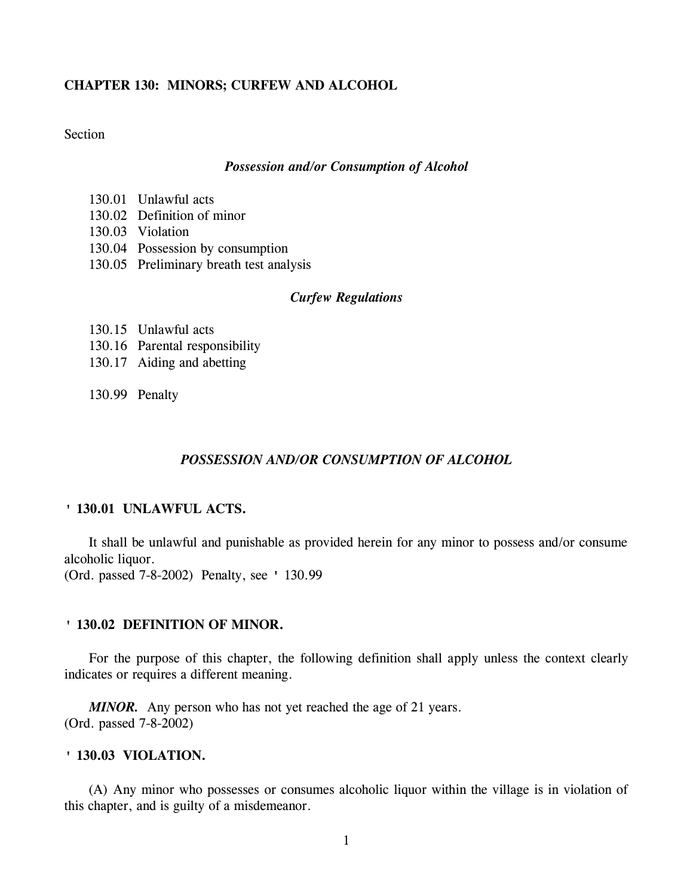# CHAPTER 130: MINORS; CURFEW AND ALCOHOL

Section

***Possession and/or Consumption of Alcohol***

130.01 Unlawful acts
130.02 Definition of minor
130.03 Violation
130.04 Possession by consumption
130.05 Preliminary breath test analysis

***Curfew Regulations***

130.15 Unlawful acts
130.16 Parental responsibility
130.17 Aiding and abetting

130.99 Penalty

## *POSSESSION AND/OR CONSUMPTION OF ALCOHOL*

### ' 130.01 UNLAWFUL ACTS.

It shall be unlawful and punishable as provided herein for any minor to possess and/or consume alcoholic liquor.
(Ord. passed 7-8-2002) Penalty, see ' 130.99

### ' 130.02 DEFINITION OF MINOR.

For the purpose of this chapter, the following definition shall apply unless the context clearly indicates or requires a different meaning.

***MINOR.*** Any person who has not yet reached the age of 21 years.
(Ord. passed 7-8-2002)

### ' 130.03 VIOLATION.

(A) Any minor who possesses or consumes alcoholic liquor within the village is in violation of this chapter, and is guilty of a misdemeanor.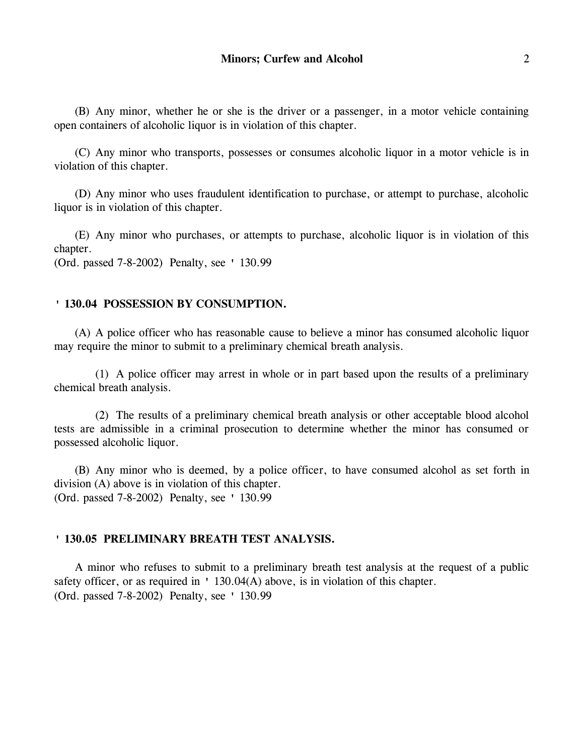(B) Any minor, whether he or she is the driver or a passenger, in a motor vehicle containing open containers of alcoholic liquor is in violation of this chapter.

(C) Any minor who transports, possesses or consumes alcoholic liquor in a motor vehicle is in violation of this chapter.

(D) Any minor who uses fraudulent identification to purchase, or attempt to purchase, alcoholic liquor is in violation of this chapter.

(E) Any minor who purchases, or attempts to purchase, alcoholic liquor is in violation of this chapter.
(Ord. passed 7-8-2002) Penalty, see ' 130.99

### ' 130.04 POSSESSION BY CONSUMPTION.

(A) A police officer who has reasonable cause to believe a minor has consumed alcoholic liquor may require the minor to submit to a preliminary chemical breath analysis.

(1) A police officer may arrest in whole or in part based upon the results of a preliminary chemical breath analysis.

(2) The results of a preliminary chemical breath analysis or other acceptable blood alcohol tests are admissible in a criminal prosecution to determine whether the minor has consumed or possessed alcoholic liquor.

(B) Any minor who is deemed, by a police officer, to have consumed alcohol as set forth in division (A) above is in violation of this chapter.
(Ord. passed 7-8-2002) Penalty, see ' 130.99

### ' 130.05 PRELIMINARY BREATH TEST ANALYSIS.

A minor who refuses to submit to a preliminary breath test analysis at the request of a public safety officer, or as required in ' 130.04(A) above, is in violation of this chapter.
(Ord. passed 7-8-2002) Penalty, see ' 130.99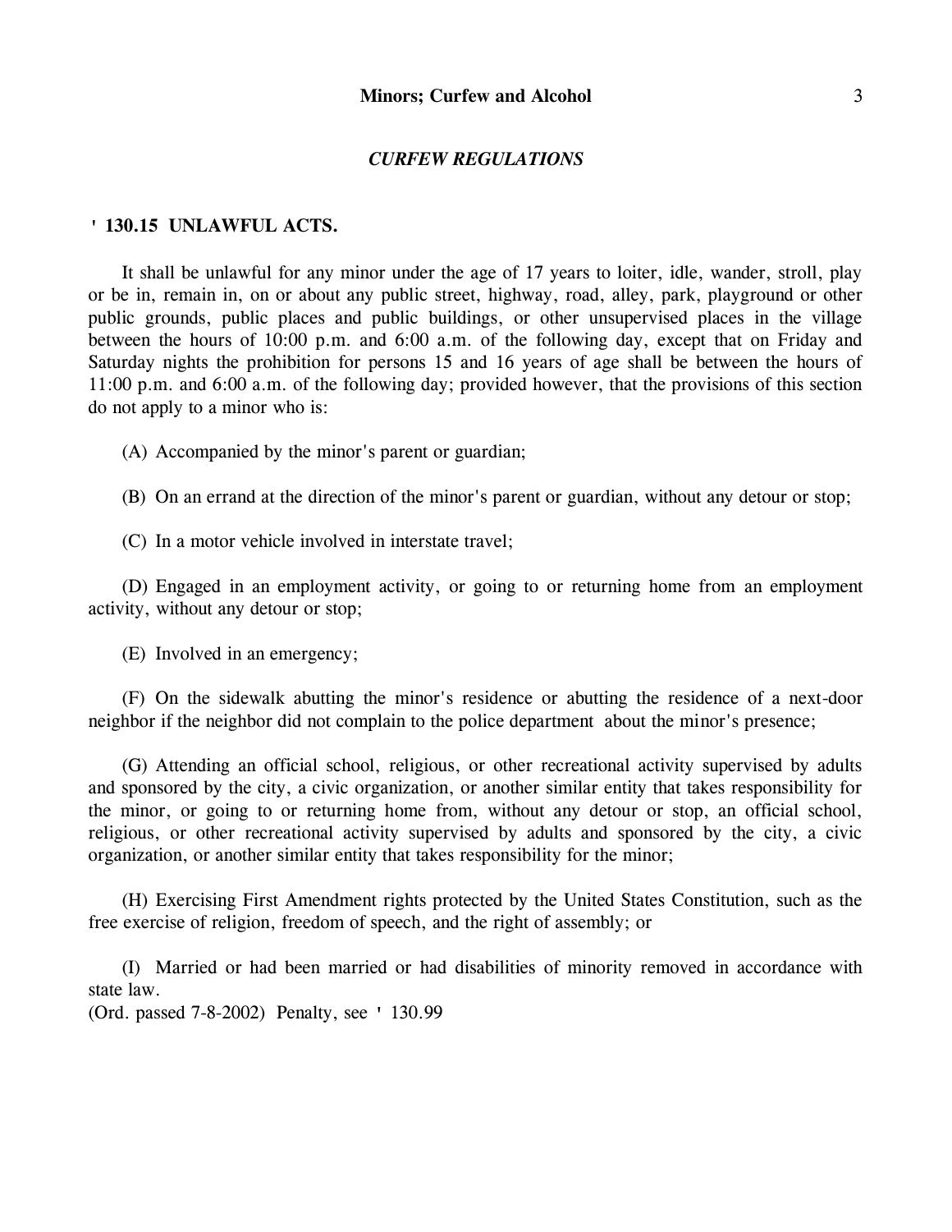*CURFEW REGULATIONS*

**' 130.15 UNLAWFUL ACTS.**

It shall be unlawful for any minor under the age of 17 years to loiter, idle, wander, stroll, play or be in, remain in, on or about any public street, highway, road, alley, park, playground or other public grounds, public places and public buildings, or other unsupervised places in the village between the hours of 10:00 p.m. and 6:00 a.m. of the following day, except that on Friday and Saturday nights the prohibition for persons 15 and 16 years of age shall be between the hours of 11:00 p.m. and 6:00 a.m. of the following day; provided however, that the provisions of this section do not apply to a minor who is:

(A) Accompanied by the minor's parent or guardian;

(B) On an errand at the direction of the minor's parent or guardian, without any detour or stop;

(C) In a motor vehicle involved in interstate travel;

(D) Engaged in an employment activity, or going to or returning home from an employment activity, without any detour or stop;

(E) Involved in an emergency;

(F) On the sidewalk abutting the minor's residence or abutting the residence of a next-door neighbor if the neighbor did not complain to the police department about the minor's presence;

(G) Attending an official school, religious, or other recreational activity supervised by adults and sponsored by the city, a civic organization, or another similar entity that takes responsibility for the minor, or going to or returning home from, without any detour or stop, an official school, religious, or other recreational activity supervised by adults and sponsored by the city, a civic organization, or another similar entity that takes responsibility for the minor;

(H) Exercising First Amendment rights protected by the United States Constitution, such as the free exercise of religion, freedom of speech, and the right of assembly; or

(I) Married or had been married or had disabilities of minority removed in accordance with state law.
(Ord. passed 7-8-2002) Penalty, see ' 130.99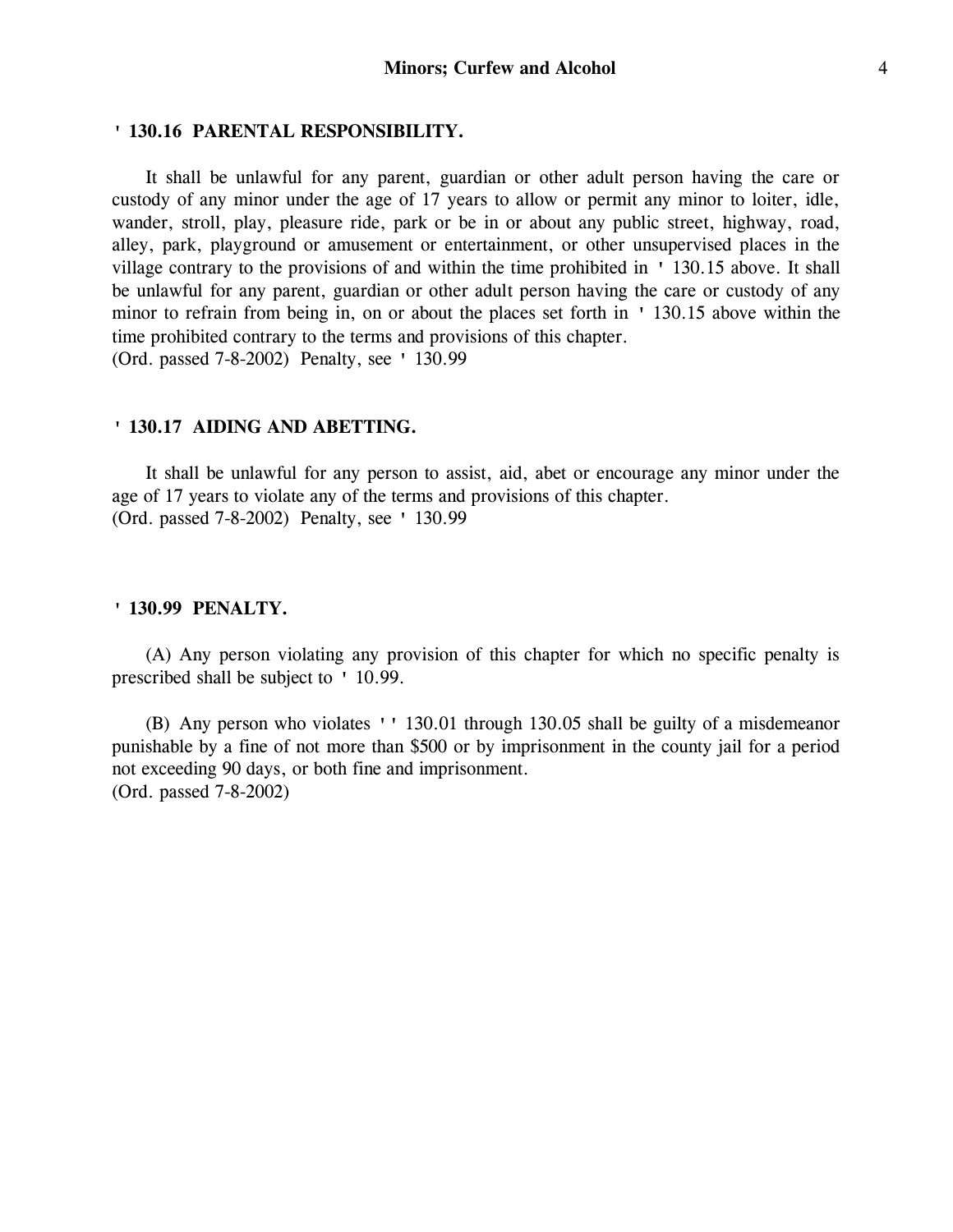### ' 130.16 PARENTAL RESPONSIBILITY.

It shall be unlawful for any parent, guardian or other adult person having the care or custody of any minor under the age of 17 years to allow or permit any minor to loiter, idle, wander, stroll, play, pleasure ride, park or be in or about any public street, highway, road, alley, park, playground or amusement or entertainment, or other unsupervised places in the village contrary to the provisions of and within the time prohibited in ' 130.15 above. It shall be unlawful for any parent, guardian or other adult person having the care or custody of any minor to refrain from being in, on or about the places set forth in ' 130.15 above within the time prohibited contrary to the terms and provisions of this chapter.
(Ord. passed 7-8-2002) Penalty, see ' 130.99

### ' 130.17 AIDING AND ABETTING.

It shall be unlawful for any person to assist, aid, abet or encourage any minor under the age of 17 years to violate any of the terms and provisions of this chapter.
(Ord. passed 7-8-2002) Penalty, see ' 130.99

### ' 130.99 PENALTY.

(A) Any person violating any provision of this chapter for which no specific penalty is prescribed shall be subject to ' 10.99.

(B) Any person who violates ' ' 130.01 through 130.05 shall be guilty of a misdemeanor punishable by a fine of not more than $500 or by imprisonment in the county jail for a period not exceeding 90 days, or both fine and imprisonment.
(Ord. passed 7-8-2002)